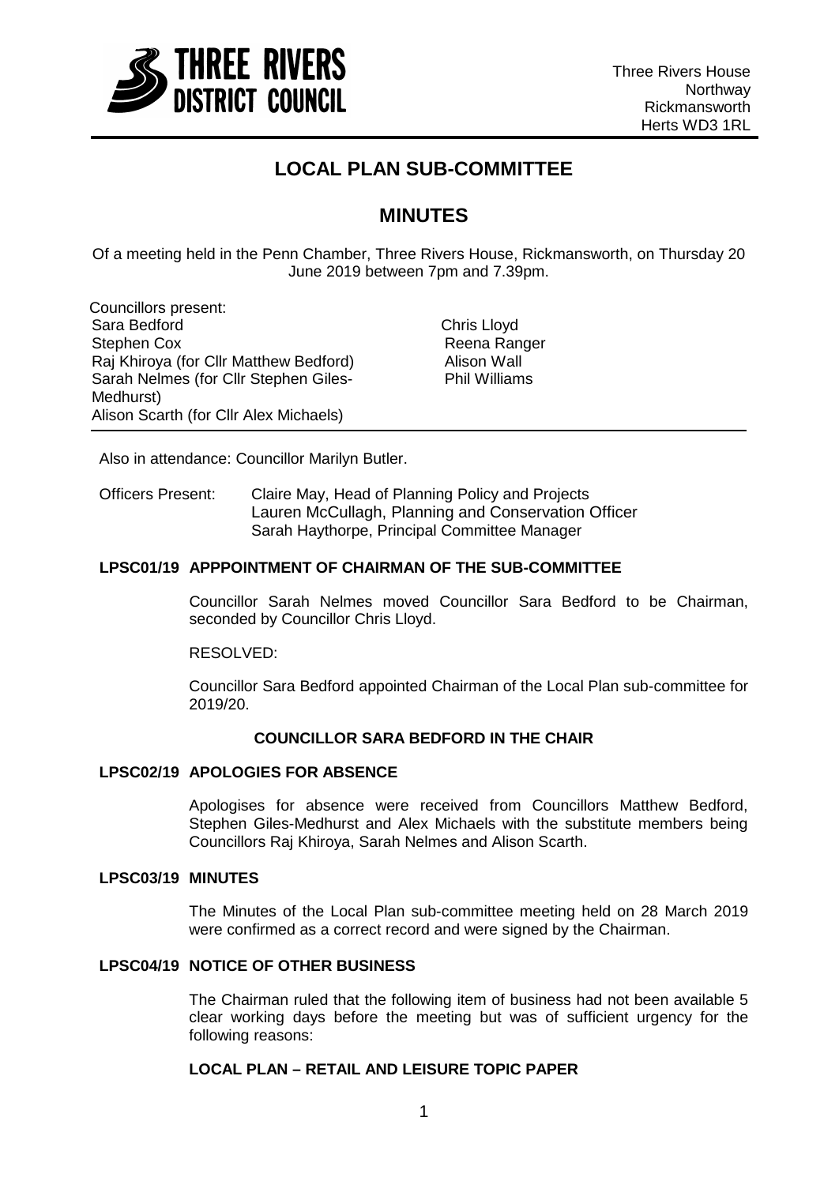THREE RIVERS DISTRICT COUNCIL

Three Rivers House
Northway
Rickmansworth
Herts WD3 1RL

# LOCAL PLAN SUB-COMMITTEE

## MINUTES

Of a meeting held in the Penn Chamber, Three Rivers House, Rickmansworth, on Thursday 20 June 2019 between 7pm and 7.39pm.

Councillors present:

Sara Bedford
Stephen Cox
Raj Khiroya (for Cllr Matthew Bedford)
Sarah Nelmes (for Cllr Stephen Giles-Medhurst)
Alison Scarth (for Cllr Alex Michaels)
Chris Lloyd
Reena Ranger
Alison Wall
Phil Williams

Also in attendance: Councillor Marilyn Butler.

Officers Present: Claire May, Head of Planning Policy and Projects
Lauren McCullagh, Planning and Conservation Officer
Sarah Haythorpe, Principal Committee Manager

**LPSC01/19 APPPOINTMENT OF CHAIRMAN OF THE SUB-COMMITTEE**

Councillor Sarah Nelmes moved Councillor Sara Bedford to be Chairman, seconded by Councillor Chris Lloyd.

RESOLVED:

Councillor Sara Bedford appointed Chairman of the Local Plan sub-committee for 2019/20.

**COUNCILLOR SARA BEDFORD IN THE CHAIR**

**LPSC02/19 APOLOGIES FOR ABSENCE**

Apologises for absence were received from Councillors Matthew Bedford, Stephen Giles-Medhurst and Alex Michaels with the substitute members being Councillors Raj Khiroya, Sarah Nelmes and Alison Scarth.

**LPSC03/19 MINUTES**

The Minutes of the Local Plan sub-committee meeting held on 28 March 2019 were confirmed as a correct record and were signed by the Chairman.

**LPSC04/19 NOTICE OF OTHER BUSINESS**

The Chairman ruled that the following item of business had not been available 5 clear working days before the meeting but was of sufficient urgency for the following reasons:

**LOCAL PLAN – RETAIL AND LEISURE TOPIC PAPER**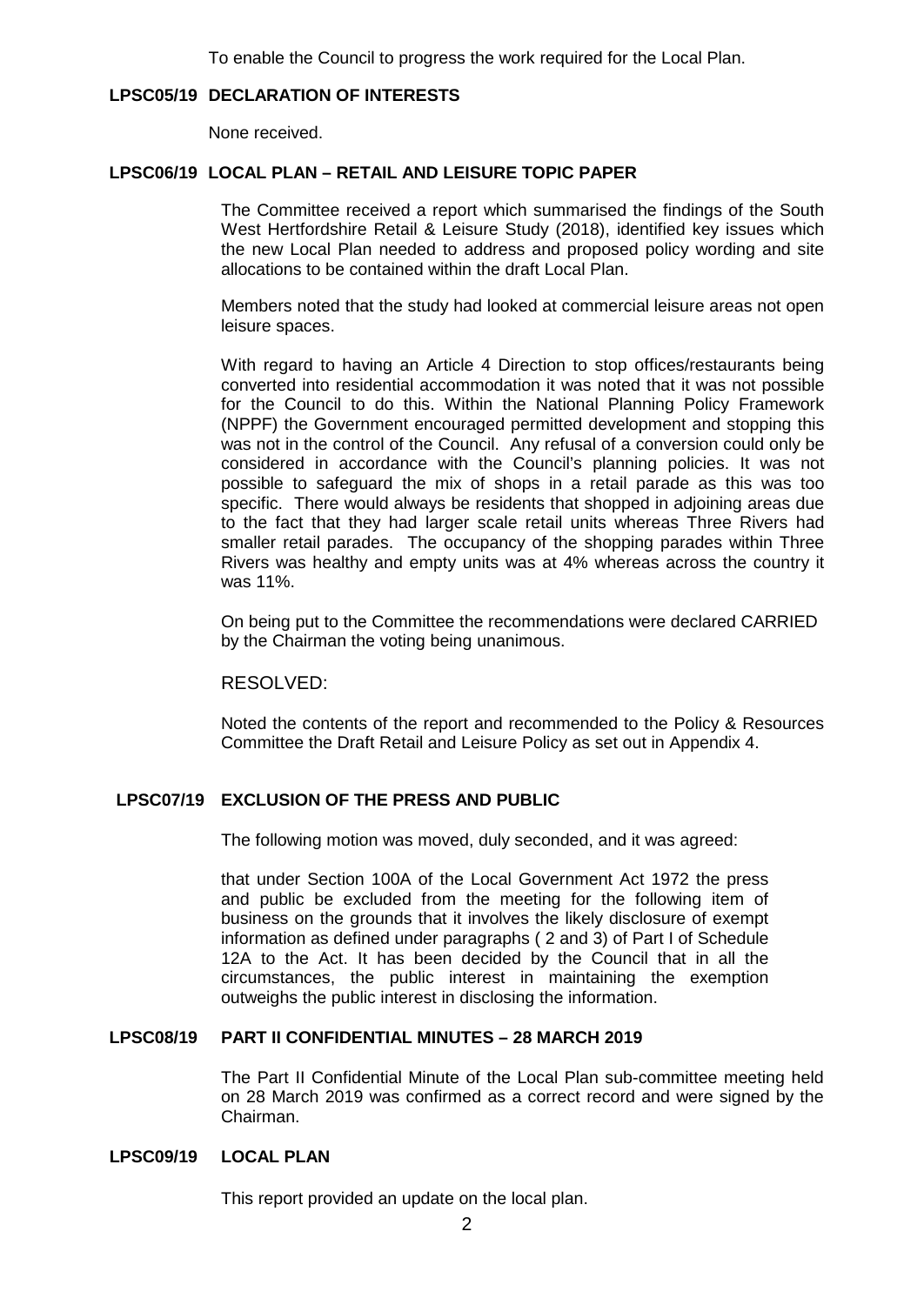To enable the Council to progress the work required for the Local Plan.

**LPSC05/19 DECLARATION OF INTERESTS**

None received.

**LPSC06/19 LOCAL PLAN – RETAIL AND LEISURE TOPIC PAPER**

The Committee received a report which summarised the findings of the South West Hertfordshire Retail & Leisure Study (2018), identified key issues which the new Local Plan needed to address and proposed policy wording and site allocations to be contained within the draft Local Plan.

Members noted that the study had looked at commercial leisure areas not open leisure spaces.

With regard to having an Article 4 Direction to stop offices/restaurants being converted into residential accommodation it was noted that it was not possible for the Council to do this. Within the National Planning Policy Framework (NPPF) the Government encouraged permitted development and stopping this was not in the control of the Council. Any refusal of a conversion could only be considered in accordance with the Council's planning policies. It was not possible to safeguard the mix of shops in a retail parade as this was too specific. There would always be residents that shopped in adjoining areas due to the fact that they had larger scale retail units whereas Three Rivers had smaller retail parades. The occupancy of the shopping parades within Three Rivers was healthy and empty units was at 4% whereas across the country it was 11%.

On being put to the Committee the recommendations were declared CARRIED by the Chairman the voting being unanimous.

RESOLVED:

Noted the contents of the report and recommended to the Policy & Resources Committee the Draft Retail and Leisure Policy as set out in Appendix 4.

**LPSC07/19 EXCLUSION OF THE PRESS AND PUBLIC**

The following motion was moved, duly seconded, and it was agreed:

that under Section 100A of the Local Government Act 1972 the press and public be excluded from the meeting for the following item of business on the grounds that it involves the likely disclosure of exempt information as defined under paragraphs ( 2 and 3) of Part I of Schedule 12A to the Act. It has been decided by the Council that in all the circumstances, the public interest in maintaining the exemption outweighs the public interest in disclosing the information.

**LPSC08/19 PART II CONFIDENTIAL MINUTES – 28 MARCH 2019**

The Part II Confidential Minute of the Local Plan sub-committee meeting held on 28 March 2019 was confirmed as a correct record and were signed by the Chairman.

**LPSC09/19 LOCAL PLAN**

This report provided an update on the local plan.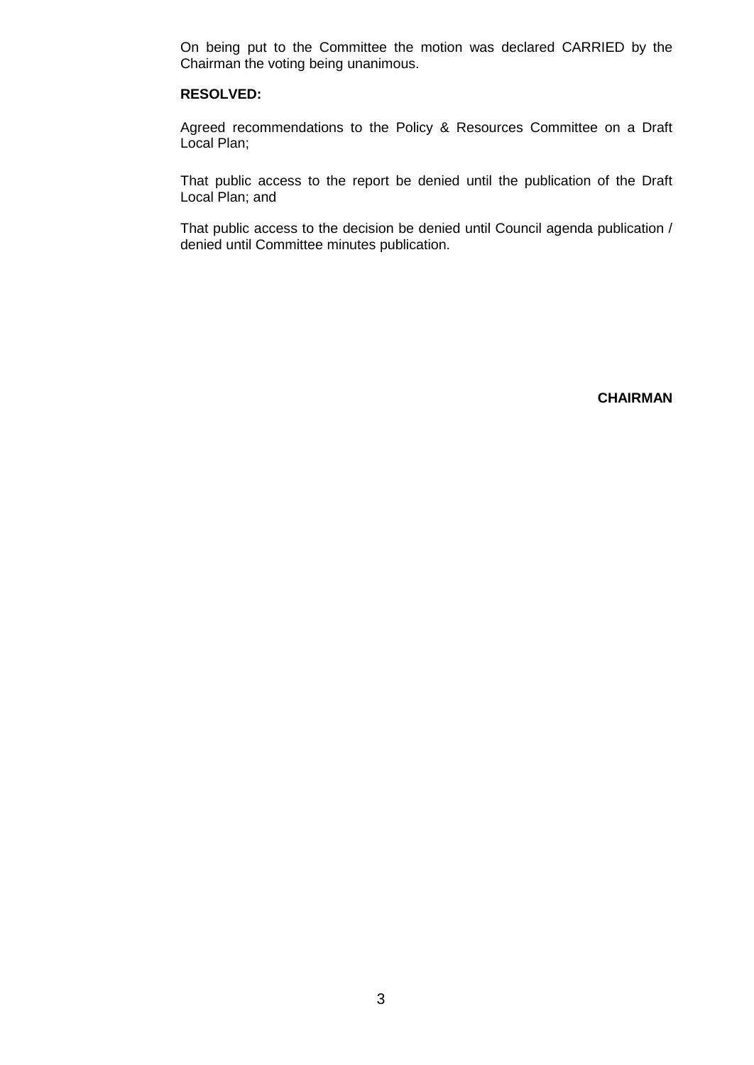On being put to the Committee the motion was declared CARRIED by the Chairman the voting being unanimous.

**RESOLVED:**

Agreed recommendations to the Policy & Resources Committee on a Draft Local Plan;

That public access to the report be denied until the publication of the Draft Local Plan; and

That public access to the decision be denied until Council agenda publication / denied until Committee minutes publication.

**CHAIRMAN**